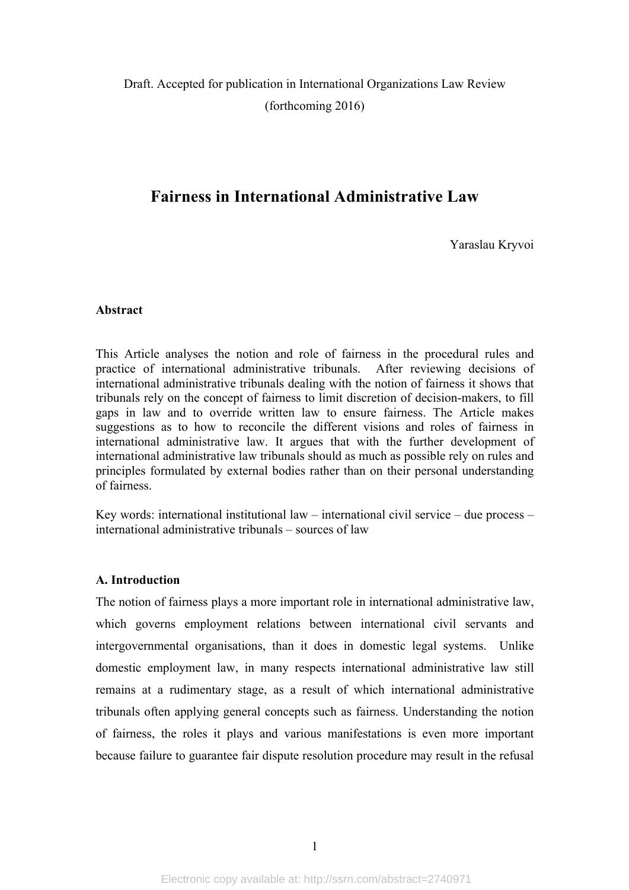Draft. Accepted for publication in International Organizations Law Review (forthcoming 2016)

# Fairness in International Administrative Law

Yaraslau Kryvoi

**Abstract**

This Article analyses the notion and role of fairness in the procedural rules and practice of international administrative tribunals. After reviewing decisions of international administrative tribunals dealing with the notion of fairness it shows that tribunals rely on the concept of fairness to limit discretion of decision-makers, to fill gaps in law and to override written law to ensure fairness. The Article makes suggestions as to how to reconcile the different visions and roles of fairness in international administrative law. It argues that with the further development of international administrative law tribunals should as much as possible rely on rules and principles formulated by external bodies rather than on their personal understanding of fairness.

Key words: international institutional law – international civil service – due process – international administrative tribunals – sources of law

## A. Introduction

The notion of fairness plays a more important role in international administrative law, which governs employment relations between international civil servants and intergovernmental organisations, than it does in domestic legal systems. Unlike domestic employment law, in many respects international administrative law still remains at a rudimentary stage, as a result of which international administrative tribunals often applying general concepts such as fairness. Understanding the notion of fairness, the roles it plays and various manifestations is even more important because failure to guarantee fair dispute resolution procedure may result in the refusal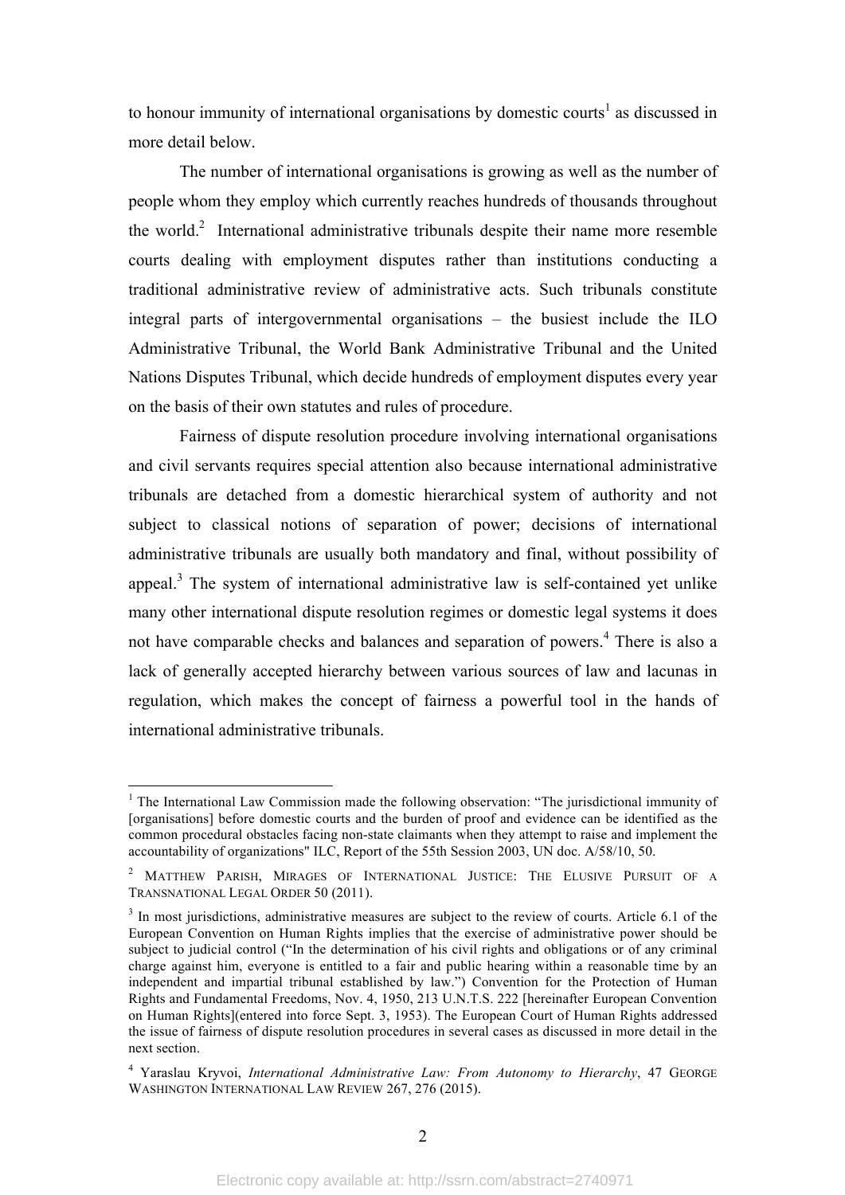to honour immunity of international organisations by domestic courts[1] as discussed in more detail below.

The number of international organisations is growing as well as the number of people whom they employ which currently reaches hundreds of thousands throughout the world.[2] International administrative tribunals despite their name more resemble courts dealing with employment disputes rather than institutions conducting a traditional administrative review of administrative acts. Such tribunals constitute integral parts of intergovernmental organisations – the busiest include the ILO Administrative Tribunal, the World Bank Administrative Tribunal and the United Nations Disputes Tribunal, which decide hundreds of employment disputes every year on the basis of their own statutes and rules of procedure.

Fairness of dispute resolution procedure involving international organisations and civil servants requires special attention also because international administrative tribunals are detached from a domestic hierarchical system of authority and not subject to classical notions of separation of power; decisions of international administrative tribunals are usually both mandatory and final, without possibility of appeal.[3] The system of international administrative law is self-contained yet unlike many other international dispute resolution regimes or domestic legal systems it does not have comparable checks and balances and separation of powers.[4] There is also a lack of generally accepted hierarchy between various sources of law and lacunas in regulation, which makes the concept of fairness a powerful tool in the hands of international administrative tribunals.

---

[1] The International Law Commission made the following observation: "The jurisdictional immunity of [organisations] before domestic courts and the burden of proof and evidence can be identified as the common procedural obstacles facing non-state claimants when they attempt to raise and implement the accountability of organizations" ILC, Report of the 55th Session 2003, UN doc. A/58/10, 50.

[2] MATTHEW PARISH, MIRAGES OF INTERNATIONAL JUSTICE: THE ELUSIVE PURSUIT OF A TRANSNATIONAL LEGAL ORDER 50 (2011).

[3] In most jurisdictions, administrative measures are subject to the review of courts. Article 6.1 of the European Convention on Human Rights implies that the exercise of administrative power should be subject to judicial control ("In the determination of his civil rights and obligations or of any criminal charge against him, everyone is entitled to a fair and public hearing within a reasonable time by an independent and impartial tribunal established by law.") Convention for the Protection of Human Rights and Fundamental Freedoms, Nov. 4, 1950, 213 U.N.T.S. 222 [hereinafter European Convention on Human Rights](entered into force Sept. 3, 1953). The European Court of Human Rights addressed the issue of fairness of dispute resolution procedures in several cases as discussed in more detail in the next section.

[4] Yaraslau Kryvoi, *International Administrative Law: From Autonomy to Hierarchy*, 47 GEORGE WASHINGTON INTERNATIONAL LAW REVIEW 267, 276 (2015).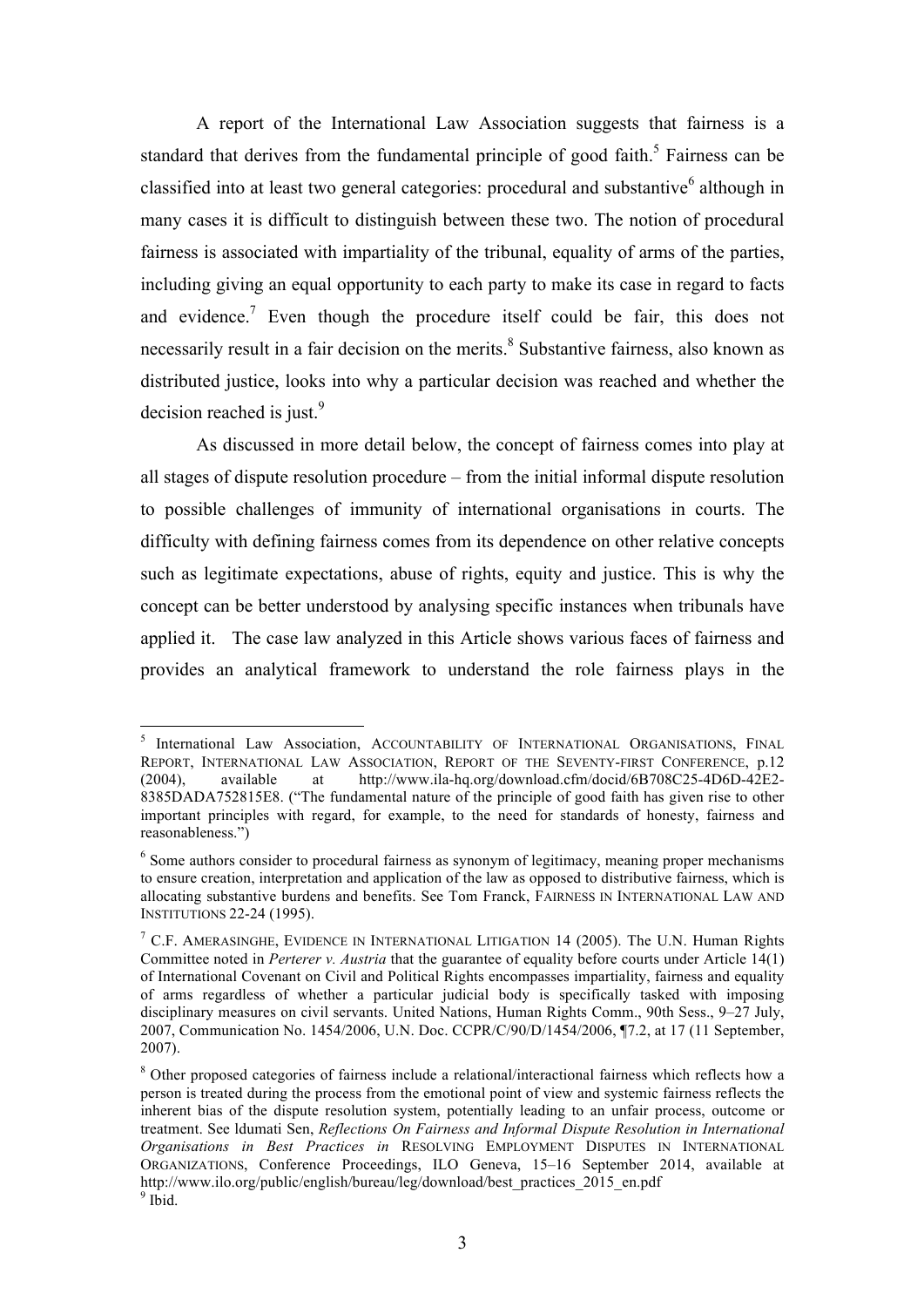A report of the International Law Association suggests that fairness is a standard that derives from the fundamental principle of good faith.[5] Fairness can be classified into at least two general categories: procedural and substantive[6] although in many cases it is difficult to distinguish between these two. The notion of procedural fairness is associated with impartiality of the tribunal, equality of arms of the parties, including giving an equal opportunity to each party to make its case in regard to facts and evidence.[7] Even though the procedure itself could be fair, this does not necessarily result in a fair decision on the merits.[8] Substantive fairness, also known as distributed justice, looks into why a particular decision was reached and whether the decision reached is just.[9]

As discussed in more detail below, the concept of fairness comes into play at all stages of dispute resolution procedure – from the initial informal dispute resolution to possible challenges of immunity of international organisations in courts. The difficulty with defining fairness comes from its dependence on other relative concepts such as legitimate expectations, abuse of rights, equity and justice. This is why the concept can be better understood by analysing specific instances when tribunals have applied it. The case law analyzed in this Article shows various faces of fairness and provides an analytical framework to understand the role fairness plays in the

---

[5] International Law Association, ACCOUNTABILITY OF INTERNATIONAL ORGANISATIONS, FINAL REPORT, INTERNATIONAL LAW ASSOCIATION, REPORT OF THE SEVENTY-FIRST CONFERENCE, p.12 (2004), available at http://www.ila-hq.org/download.cfm/docid/6B708C25-4D6D-42E2-8385DADA752815E8. ("The fundamental nature of the principle of good faith has given rise to other important principles with regard, for example, to the need for standards of honesty, fairness and reasonableness.")

[6] Some authors consider to procedural fairness as synonym of legitimacy, meaning proper mechanisms to ensure creation, interpretation and application of the law as opposed to distributive fairness, which is allocating substantive burdens and benefits. See Tom Franck, FAIRNESS IN INTERNATIONAL LAW AND INSTITUTIONS 22-24 (1995).

[7] C.F. AMERASINGHE, EVIDENCE IN INTERNATIONAL LITIGATION 14 (2005). The U.N. Human Rights Committee noted in *Perterer v. Austria* that the guarantee of equality before courts under Article 14(1) of International Covenant on Civil and Political Rights encompasses impartiality, fairness and equality of arms regardless of whether a particular judicial body is specifically tasked with imposing disciplinary measures on civil servants. United Nations, Human Rights Comm., 90th Sess., 9–27 July, 2007, Communication No. 1454/2006, U.N. Doc. CCPR/C/90/D/1454/2006, ¶7.2, at 17 (11 September, 2007).

[8] Other proposed categories of fairness include a relational/interactional fairness which reflects how a person is treated during the process from the emotional point of view and systemic fairness reflects the inherent bias of the dispute resolution system, potentially leading to an unfair process, outcome or treatment. See ldumati Sen, *Reflections On Fairness and Informal Dispute Resolution in International Organisations in Best Practices in* RESOLVING EMPLOYMENT DISPUTES IN INTERNATIONAL ORGANIZATIONS, Conference Proceedings, ILO Geneva, 15–16 September 2014, available at http://www.ilo.org/public/english/bureau/leg/download/best_practices_2015_en.pdf

[9] Ibid.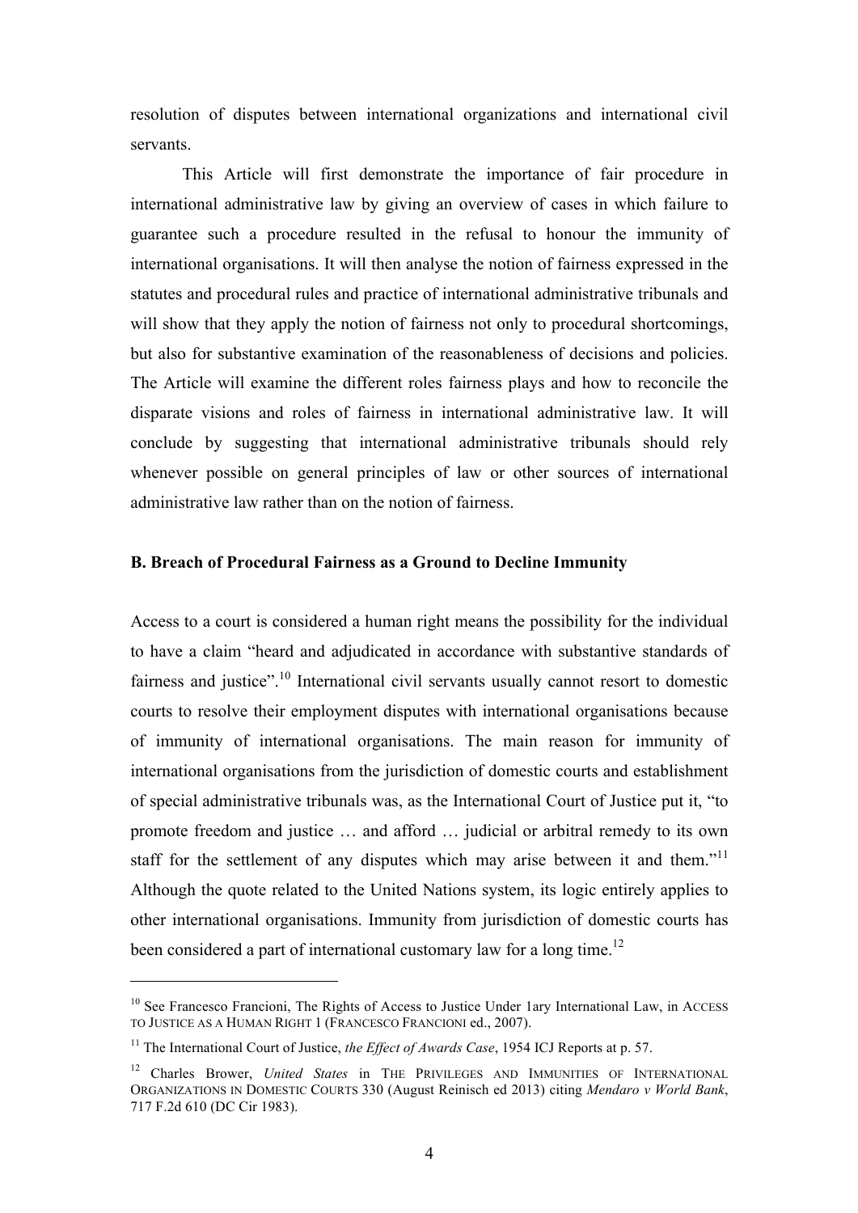resolution of disputes between international organizations and international civil servants.

This Article will first demonstrate the importance of fair procedure in international administrative law by giving an overview of cases in which failure to guarantee such a procedure resulted in the refusal to honour the immunity of international organisations. It will then analyse the notion of fairness expressed in the statutes and procedural rules and practice of international administrative tribunals and will show that they apply the notion of fairness not only to procedural shortcomings, but also for substantive examination of the reasonableness of decisions and policies. The Article will examine the different roles fairness plays and how to reconcile the disparate visions and roles of fairness in international administrative law. It will conclude by suggesting that international administrative tribunals should rely whenever possible on general principles of law or other sources of international administrative law rather than on the notion of fairness.

### B. Breach of Procedural Fairness as a Ground to Decline Immunity

Access to a court is considered a human right means the possibility for the individual to have a claim "heard and adjudicated in accordance with substantive standards of fairness and justice".[10] International civil servants usually cannot resort to domestic courts to resolve their employment disputes with international organisations because of immunity of international organisations. The main reason for immunity of international organisations from the jurisdiction of domestic courts and establishment of special administrative tribunals was, as the International Court of Justice put it, "to promote freedom and justice … and afford … judicial or arbitral remedy to its own staff for the settlement of any disputes which may arise between it and them."[11] Although the quote related to the United Nations system, its logic entirely applies to other international organisations. Immunity from jurisdiction of domestic courts has been considered a part of international customary law for a long time.[12]

---

[10] See Francesco Francioni, The Rights of Access to Justice Under 1ary International Law, in ACCESS TO JUSTICE AS A HUMAN RIGHT 1 (FRANCESCO FRANCIONI ed., 2007).

[11] The International Court of Justice, *the Effect of Awards Case*, 1954 ICJ Reports at p. 57.

[12] Charles Brower, *United States* in THE PRIVILEGES AND IMMUNITIES OF INTERNATIONAL ORGANIZATIONS IN DOMESTIC COURTS 330 (August Reinisch ed 2013) citing *Mendaro v World Bank*, 717 F.2d 610 (DC Cir 1983).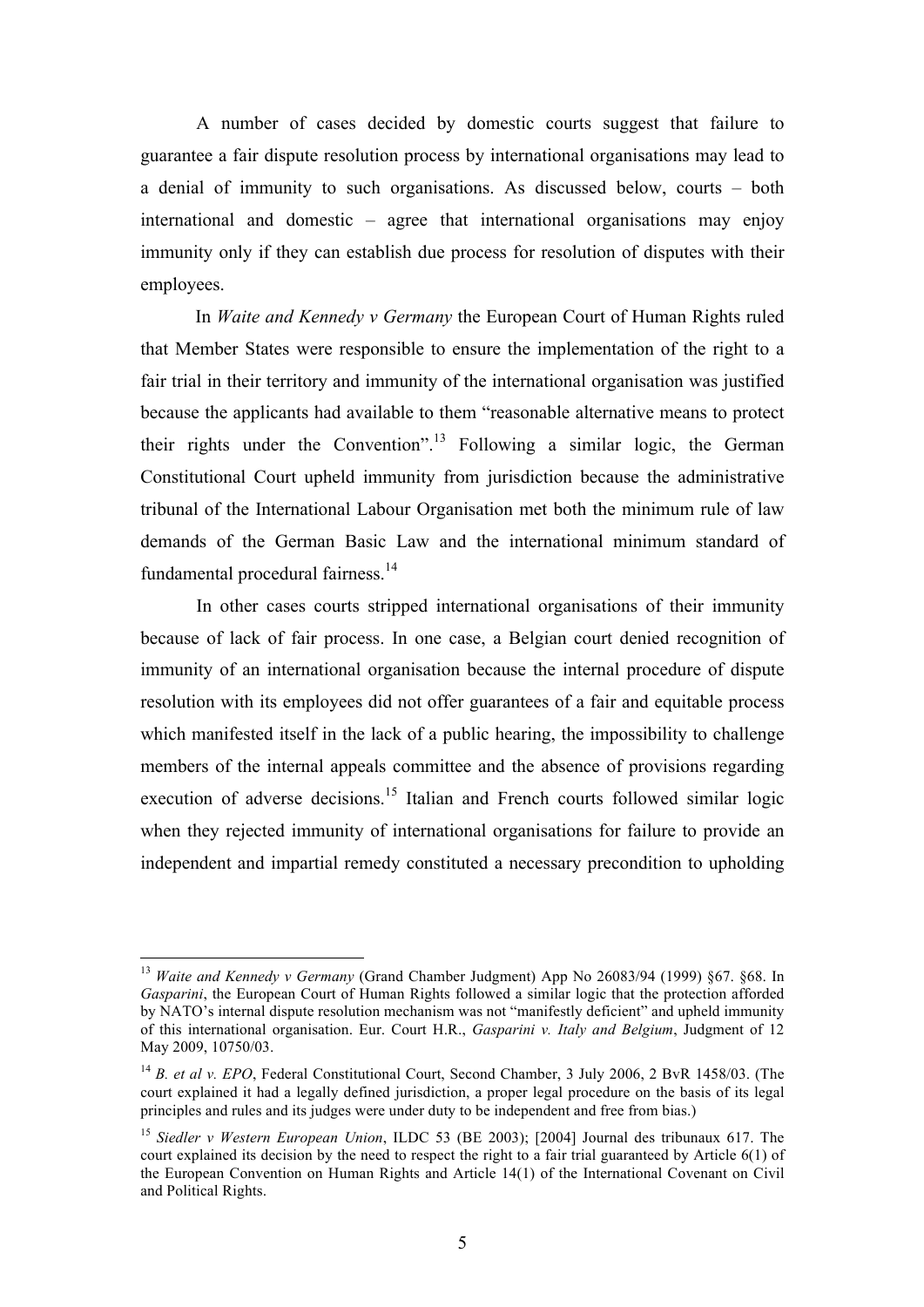A number of cases decided by domestic courts suggest that failure to guarantee a fair dispute resolution process by international organisations may lead to a denial of immunity to such organisations. As discussed below, courts – both international and domestic – agree that international organisations may enjoy immunity only if they can establish due process for resolution of disputes with their employees.

In *Waite and Kennedy v Germany* the European Court of Human Rights ruled that Member States were responsible to ensure the implementation of the right to a fair trial in their territory and immunity of the international organisation was justified because the applicants had available to them "reasonable alternative means to protect their rights under the Convention".[13] Following a similar logic, the German Constitutional Court upheld immunity from jurisdiction because the administrative tribunal of the International Labour Organisation met both the minimum rule of law demands of the German Basic Law and the international minimum standard of fundamental procedural fairness.[14]

In other cases courts stripped international organisations of their immunity because of lack of fair process. In one case, a Belgian court denied recognition of immunity of an international organisation because the internal procedure of dispute resolution with its employees did not offer guarantees of a fair and equitable process which manifested itself in the lack of a public hearing, the impossibility to challenge members of the internal appeals committee and the absence of provisions regarding execution of adverse decisions.[15] Italian and French courts followed similar logic when they rejected immunity of international organisations for failure to provide an independent and impartial remedy constituted a necessary precondition to upholding

---

[13] *Waite and Kennedy v Germany* (Grand Chamber Judgment) App No 26083/94 (1999) §67. §68. In *Gasparini*, the European Court of Human Rights followed a similar logic that the protection afforded by NATO's internal dispute resolution mechanism was not "manifestly deficient" and upheld immunity of this international organisation. Eur. Court H.R., *Gasparini v. Italy and Belgium*, Judgment of 12 May 2009, 10750/03.

[14] *B. et al v. EPO*, Federal Constitutional Court, Second Chamber, 3 July 2006, 2 BvR 1458/03. (The court explained it had a legally defined jurisdiction, a proper legal procedure on the basis of its legal principles and rules and its judges were under duty to be independent and free from bias.)

[15] *Siedler v Western European Union*, ILDC 53 (BE 2003); [2004] Journal des tribunaux 617. The court explained its decision by the need to respect the right to a fair trial guaranteed by Article 6(1) of the European Convention on Human Rights and Article 14(1) of the International Covenant on Civil and Political Rights.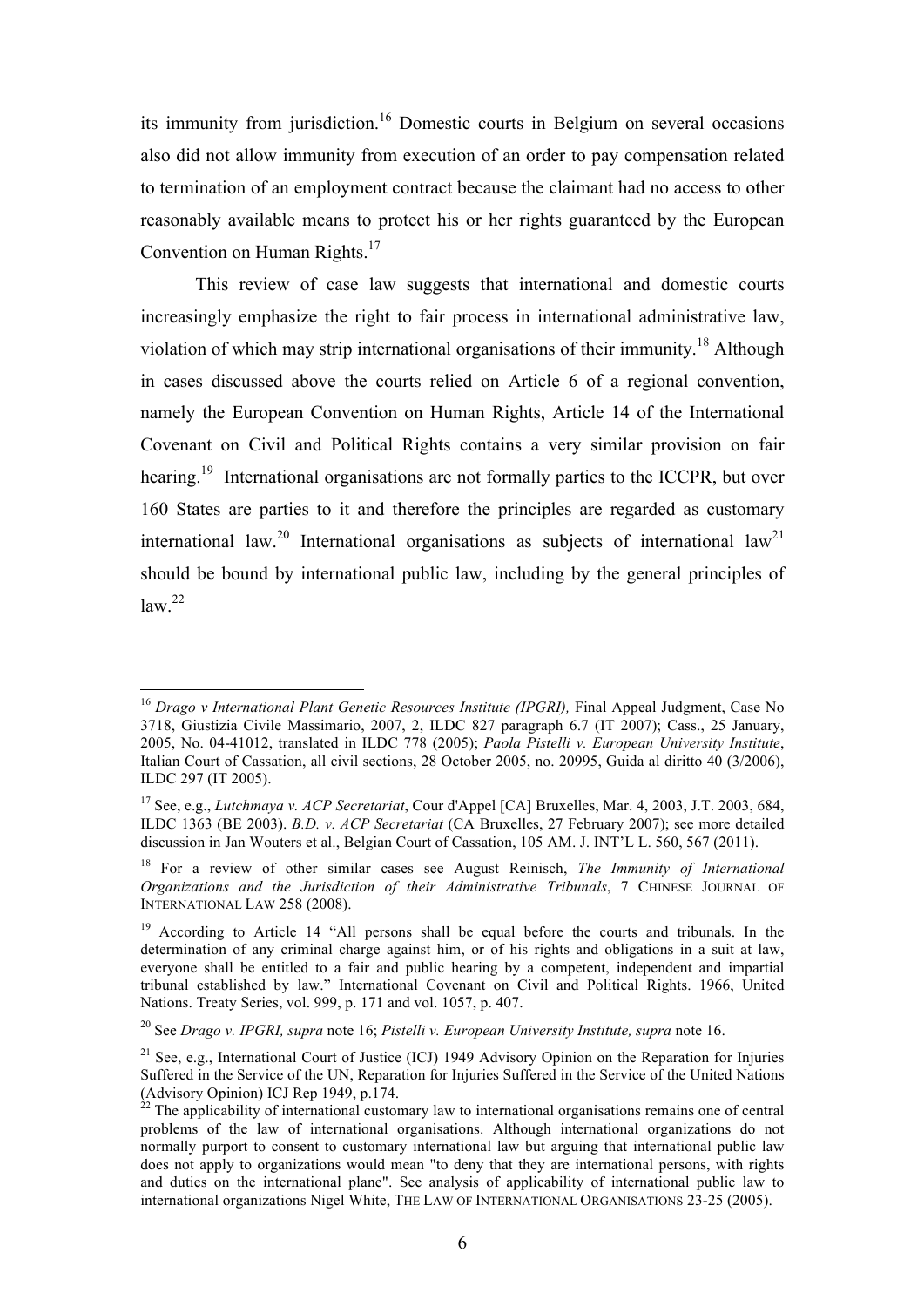its immunity from jurisdiction.[16] Domestic courts in Belgium on several occasions also did not allow immunity from execution of an order to pay compensation related to termination of an employment contract because the claimant had no access to other reasonably available means to protect his or her rights guaranteed by the European Convention on Human Rights.[17]

This review of case law suggests that international and domestic courts increasingly emphasize the right to fair process in international administrative law, violation of which may strip international organisations of their immunity.[18] Although in cases discussed above the courts relied on Article 6 of a regional convention, namely the European Convention on Human Rights, Article 14 of the International Covenant on Civil and Political Rights contains a very similar provision on fair hearing.[19] International organisations are not formally parties to the ICCPR, but over 160 States are parties to it and therefore the principles are regarded as customary international law.[20] International organisations as subjects of international law[21] should be bound by international public law, including by the general principles of law.[22]

---

[16] *Drago v International Plant Genetic Resources Institute (IPGRI),* Final Appeal Judgment, Case No 3718, Giustizia Civile Massimario, 2007, 2, ILDC 827 paragraph 6.7 (IT 2007); Cass., 25 January, 2005, No. 04-41012, translated in ILDC 778 (2005); *Paola Pistelli v. European University Institute*, Italian Court of Cassation, all civil sections, 28 October 2005, no. 20995, Guida al diritto 40 (3/2006), ILDC 297 (IT 2005).

[17] See, e.g., *Lutchmaya v. ACP Secretariat*, Cour d'Appel [CA] Bruxelles, Mar. 4, 2003, J.T. 2003, 684, ILDC 1363 (BE 2003). *B.D. v. ACP Secretariat* (CA Bruxelles, 27 February 2007); see more detailed discussion in Jan Wouters et al., Belgian Court of Cassation, 105 AM. J. INT'L L. 560, 567 (2011).

[18] For a review of other similar cases see August Reinisch, *The Immunity of International Organizations and the Jurisdiction of their Administrative Tribunals*, 7 CHINESE JOURNAL OF INTERNATIONAL LAW 258 (2008).

[19] According to Article 14 "All persons shall be equal before the courts and tribunals. In the determination of any criminal charge against him, or of his rights and obligations in a suit at law, everyone shall be entitled to a fair and public hearing by a competent, independent and impartial tribunal established by law." International Covenant on Civil and Political Rights. 1966, United Nations. Treaty Series, vol. 999, p. 171 and vol. 1057, p. 407.

[20] See *Drago v. IPGRI, supra* note 16; *Pistelli v. European University Institute, supra* note 16.

[21] See, e.g., International Court of Justice (ICJ) 1949 Advisory Opinion on the Reparation for Injuries Suffered in the Service of the UN, Reparation for Injuries Suffered in the Service of the United Nations (Advisory Opinion) ICJ Rep 1949, p.174.

[22] The applicability of international customary law to international organisations remains one of central problems of the law of international organisations. Although international organizations do not normally purport to consent to customary international law but arguing that international public law does not apply to organizations would mean "to deny that they are international persons, with rights and duties on the international plane". See analysis of applicability of international public law to international organizations Nigel White, THE LAW OF INTERNATIONAL ORGANISATIONS 23-25 (2005).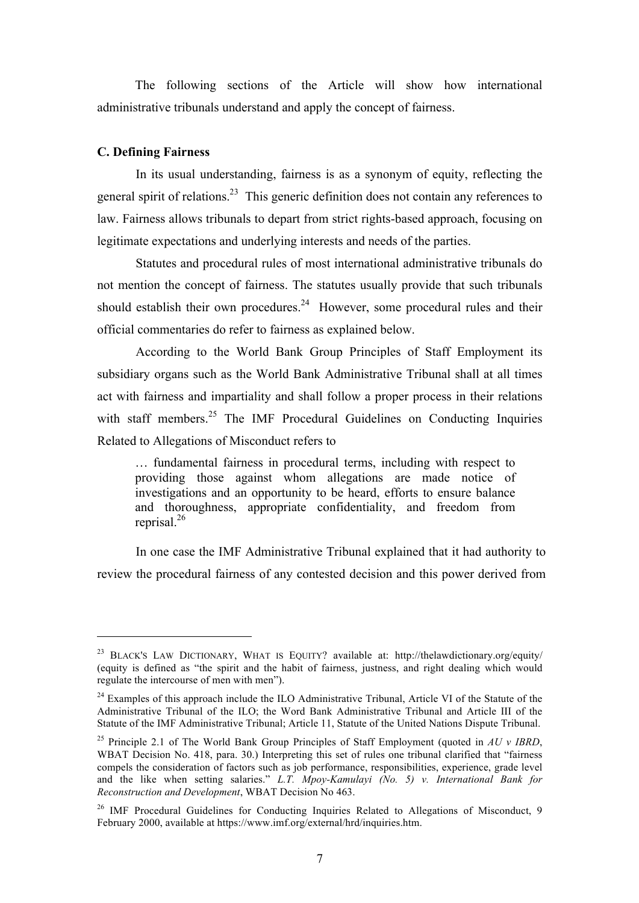The following sections of the Article will show how international administrative tribunals understand and apply the concept of fairness.

### C. Defining Fairness

In its usual understanding, fairness is as a synonym of equity, reflecting the general spirit of relations.[23] This generic definition does not contain any references to law. Fairness allows tribunals to depart from strict rights-based approach, focusing on legitimate expectations and underlying interests and needs of the parties.

Statutes and procedural rules of most international administrative tribunals do not mention the concept of fairness. The statutes usually provide that such tribunals should establish their own procedures.[24] However, some procedural rules and their official commentaries do refer to fairness as explained below.

According to the World Bank Group Principles of Staff Employment its subsidiary organs such as the World Bank Administrative Tribunal shall at all times act with fairness and impartiality and shall follow a proper process in their relations with staff members.[25] The IMF Procedural Guidelines on Conducting Inquiries Related to Allegations of Misconduct refers to

> … fundamental fairness in procedural terms, including with respect to providing those against whom allegations are made notice of investigations and an opportunity to be heard, efforts to ensure balance and thoroughness, appropriate confidentiality, and freedom from reprisal.[26]

In one case the IMF Administrative Tribunal explained that it had authority to review the procedural fairness of any contested decision and this power derived from

---

[23] BLACK'S LAW DICTIONARY, WHAT IS EQUITY? available at: http://thelawdictionary.org/equity/ (equity is defined as "the spirit and the habit of fairness, justness, and right dealing which would regulate the intercourse of men with men").

[24] Examples of this approach include the ILO Administrative Tribunal, Article VI of the Statute of the Administrative Tribunal of the ILO; the Word Bank Administrative Tribunal and Article III of the Statute of the IMF Administrative Tribunal; Article 11, Statute of the United Nations Dispute Tribunal.

[25] Principle 2.1 of The World Bank Group Principles of Staff Employment (quoted in *AU v IBRD*, WBAT Decision No. 418, para. 30.) Interpreting this set of rules one tribunal clarified that "fairness compels the consideration of factors such as job performance, responsibilities, experience, grade level and the like when setting salaries." *L.T. Mpoy-Kamulayi (No. 5) v. International Bank for Reconstruction and Development*, WBAT Decision No 463.

[26] IMF Procedural Guidelines for Conducting Inquiries Related to Allegations of Misconduct, 9 February 2000, available at https://www.imf.org/external/hrd/inquiries.htm.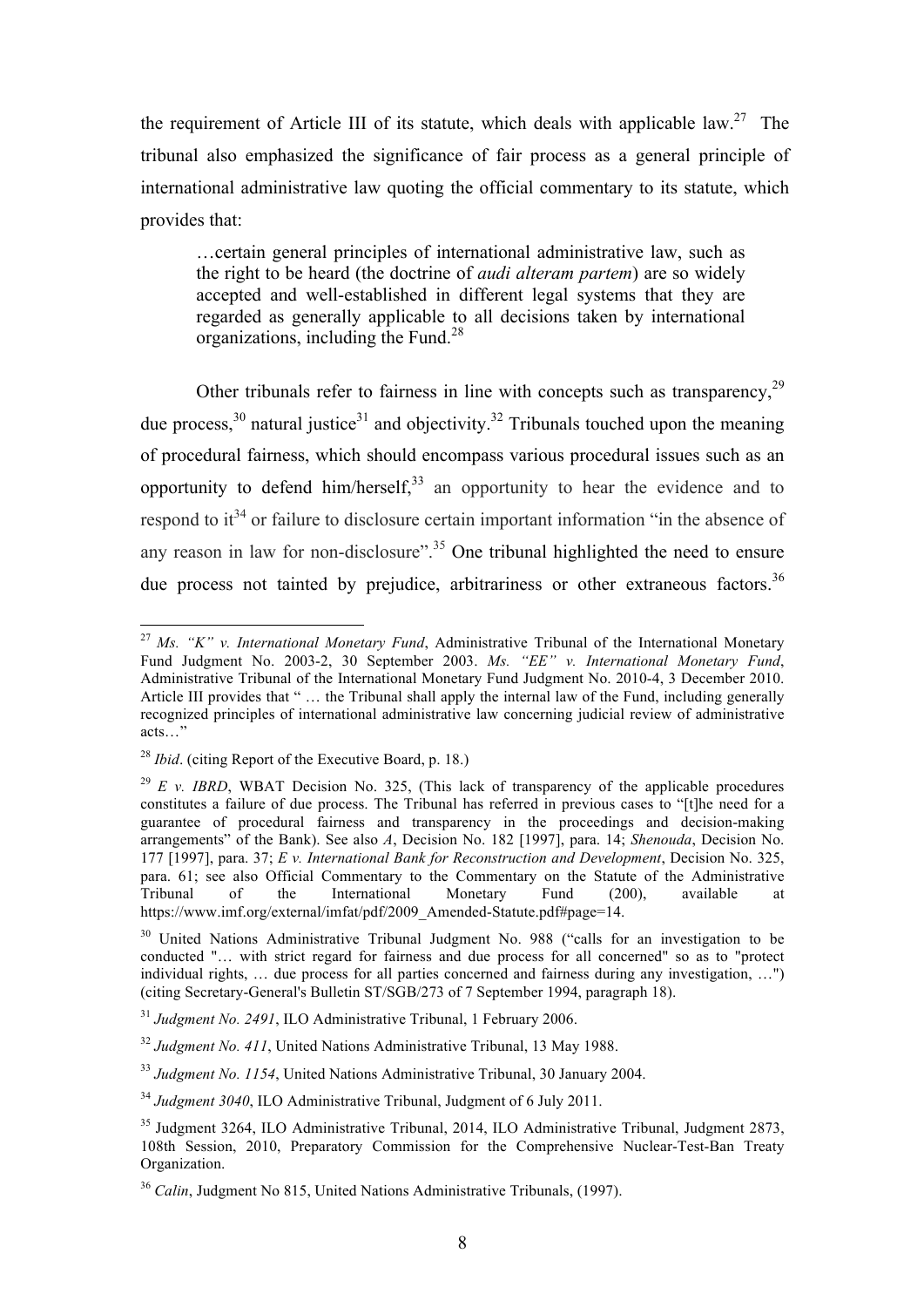the requirement of Article III of its statute, which deals with applicable law.[27] The tribunal also emphasized the significance of fair process as a general principle of international administrative law quoting the official commentary to its statute, which provides that:

> …certain general principles of international administrative law, such as the right to be heard (the doctrine of *audi alteram partem*) are so widely accepted and well-established in different legal systems that they are regarded as generally applicable to all decisions taken by international organizations, including the Fund.[28]

Other tribunals refer to fairness in line with concepts such as transparency,[29] due process,[30] natural justice[31] and objectivity.[32] Tribunals touched upon the meaning of procedural fairness, which should encompass various procedural issues such as an opportunity to defend him/herself,[33] an opportunity to hear the evidence and to respond to it[34] or failure to disclosure certain important information "in the absence of any reason in law for non-disclosure".[35] One tribunal highlighted the need to ensure due process not tainted by prejudice, arbitrariness or other extraneous factors.[36]

---

[27] *Ms. "K" v. International Monetary Fund*, Administrative Tribunal of the International Monetary Fund Judgment No. 2003-2, 30 September 2003. *Ms. "EE" v. International Monetary Fund*, Administrative Tribunal of the International Monetary Fund Judgment No. 2010-4, 3 December 2010. Article III provides that " … the Tribunal shall apply the internal law of the Fund, including generally recognized principles of international administrative law concerning judicial review of administrative acts…"

[28] *Ibid*. (citing Report of the Executive Board, p. 18.)

[29] *E v. IBRD*, WBAT Decision No. 325, (This lack of transparency of the applicable procedures constitutes a failure of due process. The Tribunal has referred in previous cases to "[t]he need for a guarantee of procedural fairness and transparency in the proceedings and decision-making arrangements" of the Bank). See also *A*, Decision No. 182 [1997], para. 14; *Shenouda*, Decision No. 177 [1997], para. 37; *E v. International Bank for Reconstruction and Development*, Decision No. 325, para. 61; see also Official Commentary to the Commentary on the Statute of the Administrative Tribunal of the International Monetary Fund (200), available at https://www.imf.org/external/imfat/pdf/2009_Amended-Statute.pdf#page=14.

[30] United Nations Administrative Tribunal Judgment No. 988 ("calls for an investigation to be conducted "… with strict regard for fairness and due process for all concerned" so as to "protect individual rights, … due process for all parties concerned and fairness during any investigation, …") (citing Secretary-General's Bulletin ST/SGB/273 of 7 September 1994, paragraph 18).

[31] *Judgment No. 2491*, ILO Administrative Tribunal, 1 February 2006.

[32] *Judgment No. 411*, United Nations Administrative Tribunal, 13 May 1988.

[33] *Judgment No. 1154*, United Nations Administrative Tribunal, 30 January 2004.

[34] *Judgment 3040*, ILO Administrative Tribunal, Judgment of 6 July 2011.

[35] Judgment 3264, ILO Administrative Tribunal, 2014, ILO Administrative Tribunal, Judgment 2873, 108th Session, 2010, Preparatory Commission for the Comprehensive Nuclear-Test-Ban Treaty Organization.

[36] *Calin*, Judgment No 815, United Nations Administrative Tribunals, (1997).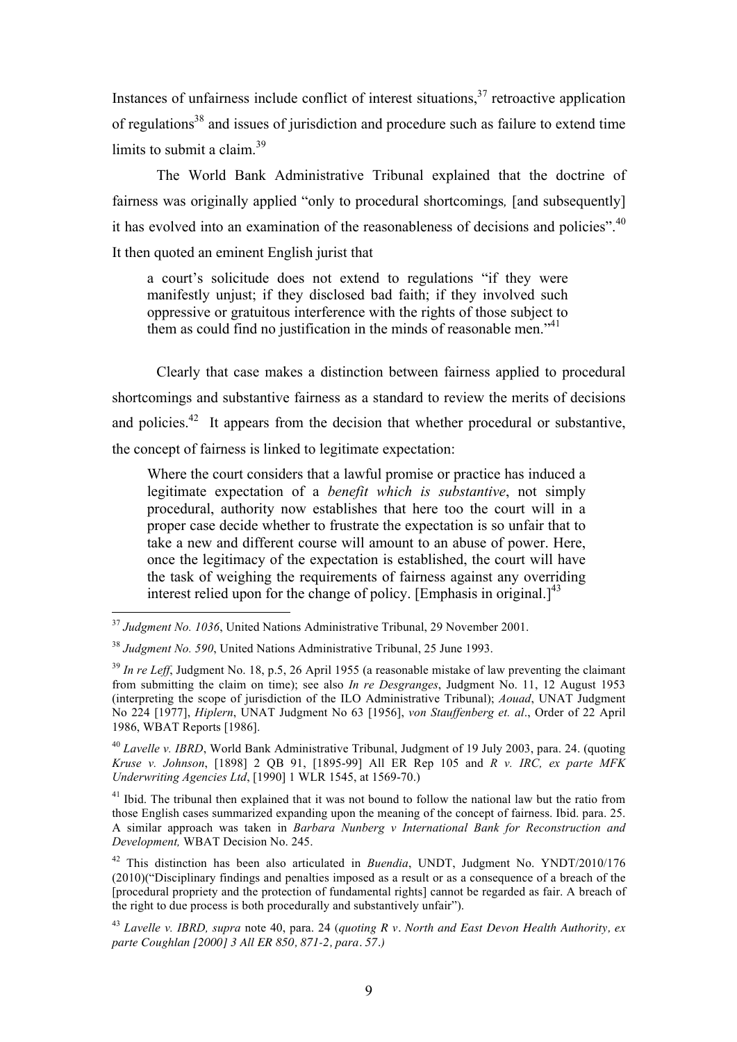Instances of unfairness include conflict of interest situations,[37] retroactive application of regulations[38] and issues of jurisdiction and procedure such as failure to extend time limits to submit a claim.[39]

The World Bank Administrative Tribunal explained that the doctrine of fairness was originally applied "only to procedural shortcomings*,* [and subsequently] it has evolved into an examination of the reasonableness of decisions and policies".[40] It then quoted an eminent English jurist that

> a court's solicitude does not extend to regulations "if they were manifestly unjust; if they disclosed bad faith; if they involved such oppressive or gratuitous interference with the rights of those subject to them as could find no justification in the minds of reasonable men."[41]

Clearly that case makes a distinction between fairness applied to procedural shortcomings and substantive fairness as a standard to review the merits of decisions and policies.[42] It appears from the decision that whether procedural or substantive, the concept of fairness is linked to legitimate expectation:

> Where the court considers that a lawful promise or practice has induced a legitimate expectation of a *benefit which is substantive*, not simply procedural, authority now establishes that here too the court will in a proper case decide whether to frustrate the expectation is so unfair that to take a new and different course will amount to an abuse of power. Here, once the legitimacy of the expectation is established, the court will have the task of weighing the requirements of fairness against any overriding interest relied upon for the change of policy. [Emphasis in original.][43]

---

[37] *Judgment No. 1036*, United Nations Administrative Tribunal, 29 November 2001.

[38] *Judgment No. 590*, United Nations Administrative Tribunal, 25 June 1993.

[39] *In re Leff*, Judgment No. 18, p.5, 26 April 1955 (a reasonable mistake of law preventing the claimant from submitting the claim on time); see also *In re Desgranges*, Judgment No. 11, 12 August 1953 (interpreting the scope of jurisdiction of the ILO Administrative Tribunal); *Aouad*, UNAT Judgment No 224 [1977], *Hiplern*, UNAT Judgment No 63 [1956], *von Stauffenberg et. al*., Order of 22 April 1986, WBAT Reports [1986].

[40] *Lavelle v. IBRD*, World Bank Administrative Tribunal, Judgment of 19 July 2003, para. 24. (quoting *Kruse v. Johnson*, [1898] 2 QB 91, [1895-99] All ER Rep 105 and *R v. IRC, ex parte MFK Underwriting Agencies Ltd*, [1990] 1 WLR 1545, at 1569-70.)

[41] Ibid. The tribunal then explained that it was not bound to follow the national law but the ratio from those English cases summarized expanding upon the meaning of the concept of fairness. Ibid. para. 25. A similar approach was taken in *Barbara Nunberg v International Bank for Reconstruction and Development,* WBAT Decision No. 245.

[42] This distinction has been also articulated in *Buendia*, UNDT, Judgment No. YNDT/2010/176 (2010)("Disciplinary findings and penalties imposed as a result or as a consequence of a breach of the [procedural propriety and the protection of fundamental rights] cannot be regarded as fair. A breach of the right to due process is both procedurally and substantively unfair").

[43] *Lavelle v. IBRD, supra* note 40, para. 24 (*quoting R v. North and East Devon Health Authority, ex parte Coughlan [2000] 3 All ER 850, 871-2, para. 57.)*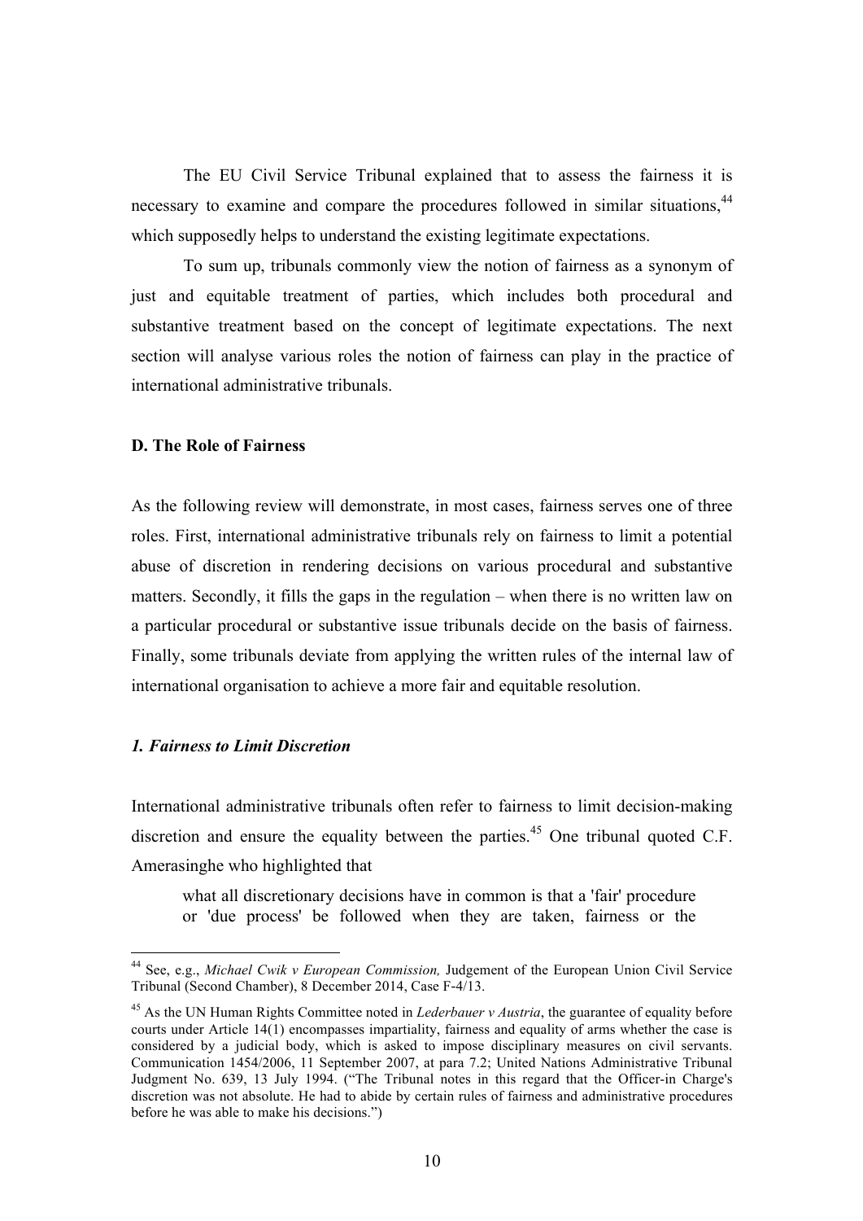The EU Civil Service Tribunal explained that to assess the fairness it is necessary to examine and compare the procedures followed in similar situations,[44] which supposedly helps to understand the existing legitimate expectations.

To sum up, tribunals commonly view the notion of fairness as a synonym of just and equitable treatment of parties, which includes both procedural and substantive treatment based on the concept of legitimate expectations. The next section will analyse various roles the notion of fairness can play in the practice of international administrative tribunals.

**D. The Role of Fairness**

As the following review will demonstrate, in most cases, fairness serves one of three roles. First, international administrative tribunals rely on fairness to limit a potential abuse of discretion in rendering decisions on various procedural and substantive matters. Secondly, it fills the gaps in the regulation – when there is no written law on a particular procedural or substantive issue tribunals decide on the basis of fairness. Finally, some tribunals deviate from applying the written rules of the internal law of international organisation to achieve a more fair and equitable resolution.

***1. Fairness to Limit Discretion***

International administrative tribunals often refer to fairness to limit decision-making discretion and ensure the equality between the parties.[45] One tribunal quoted C.F. Amerasinghe who highlighted that

> what all discretionary decisions have in common is that a 'fair' procedure or 'due process' be followed when they are taken, fairness or the

---

[44] See, e.g., *Michael Cwik v European Commission,* Judgement of the European Union Civil Service Tribunal (Second Chamber), 8 December 2014, Case F-4/13.

[45] As the UN Human Rights Committee noted in *Lederbauer v Austria*, the guarantee of equality before courts under Article 14(1) encompasses impartiality, fairness and equality of arms whether the case is considered by a judicial body, which is asked to impose disciplinary measures on civil servants. Communication 1454/2006, 11 September 2007, at para 7.2; United Nations Administrative Tribunal Judgment No. 639, 13 July 1994. ("The Tribunal notes in this regard that the Officer-in Charge's discretion was not absolute. He had to abide by certain rules of fairness and administrative procedures before he was able to make his decisions.")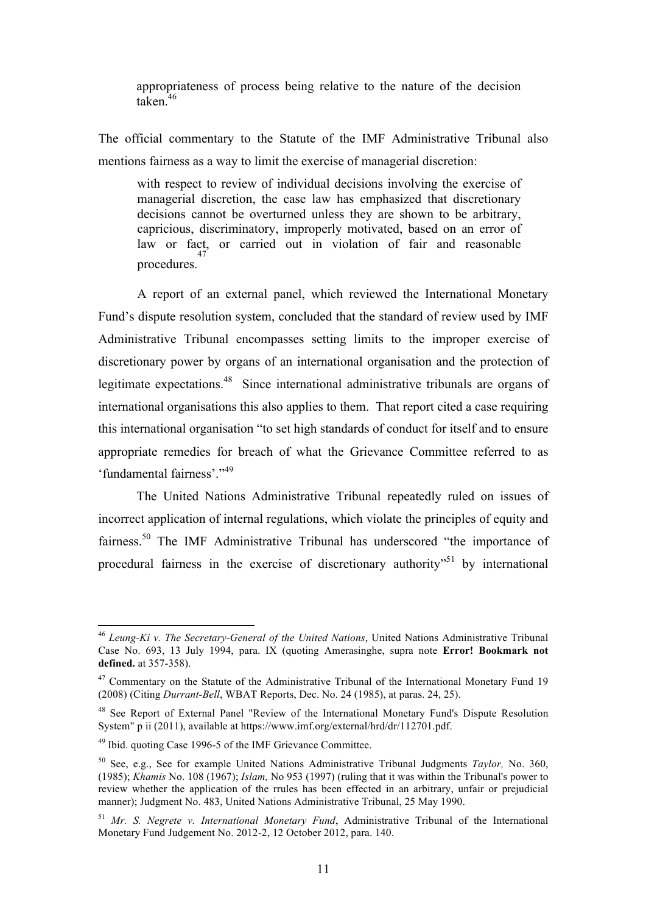> appropriateness of process being relative to the nature of the decision taken.[46]

The official commentary to the Statute of the IMF Administrative Tribunal also mentions fairness as a way to limit the exercise of managerial discretion:

> with respect to review of individual decisions involving the exercise of managerial discretion, the case law has emphasized that discretionary decisions cannot be overturned unless they are shown to be arbitrary, capricious, discriminatory, improperly motivated, based on an error of law or fact, or carried out in violation of fair and reasonable procedures.[47]

A report of an external panel, which reviewed the International Monetary Fund's dispute resolution system, concluded that the standard of review used by IMF Administrative Tribunal encompasses setting limits to the improper exercise of discretionary power by organs of an international organisation and the protection of legitimate expectations.[48] Since international administrative tribunals are organs of international organisations this also applies to them. That report cited a case requiring this international organisation "to set high standards of conduct for itself and to ensure appropriate remedies for breach of what the Grievance Committee referred to as 'fundamental fairness'."[49]

The United Nations Administrative Tribunal repeatedly ruled on issues of incorrect application of internal regulations, which violate the principles of equity and fairness.[50] The IMF Administrative Tribunal has underscored "the importance of procedural fairness in the exercise of discretionary authority"[51] by international

---

[46] *Leung-Ki v. The Secretary-General of the United Nations*, United Nations Administrative Tribunal Case No. 693, 13 July 1994, para. IX (quoting Amerasinghe, supra note **Error! Bookmark not defined.** at 357-358).

[47] Commentary on the Statute of the Administrative Tribunal of the International Monetary Fund 19 (2008) (Citing *Durrant-Bell*, WBAT Reports, Dec. No. 24 (1985), at paras. 24, 25).

[48] See Report of External Panel "Review of the International Monetary Fund's Dispute Resolution System" p ii (2011), available at https://www.imf.org/external/hrd/dr/112701.pdf.

[49] Ibid. quoting Case 1996-5 of the IMF Grievance Committee.

[50] See, e.g., See for example United Nations Administrative Tribunal Judgments *Taylor,* No. 360, (1985); *Khamis* No. 108 (1967); *Islam,* No 953 (1997) (ruling that it was within the Tribunal's power to review whether the application of the rrules has been effected in an arbitrary, unfair or prejudicial manner); Judgment No. 483, United Nations Administrative Tribunal, 25 May 1990.

[51] *Mr. S. Negrete v. International Monetary Fund*, Administrative Tribunal of the International Monetary Fund Judgement No. 2012-2, 12 October 2012, para. 140.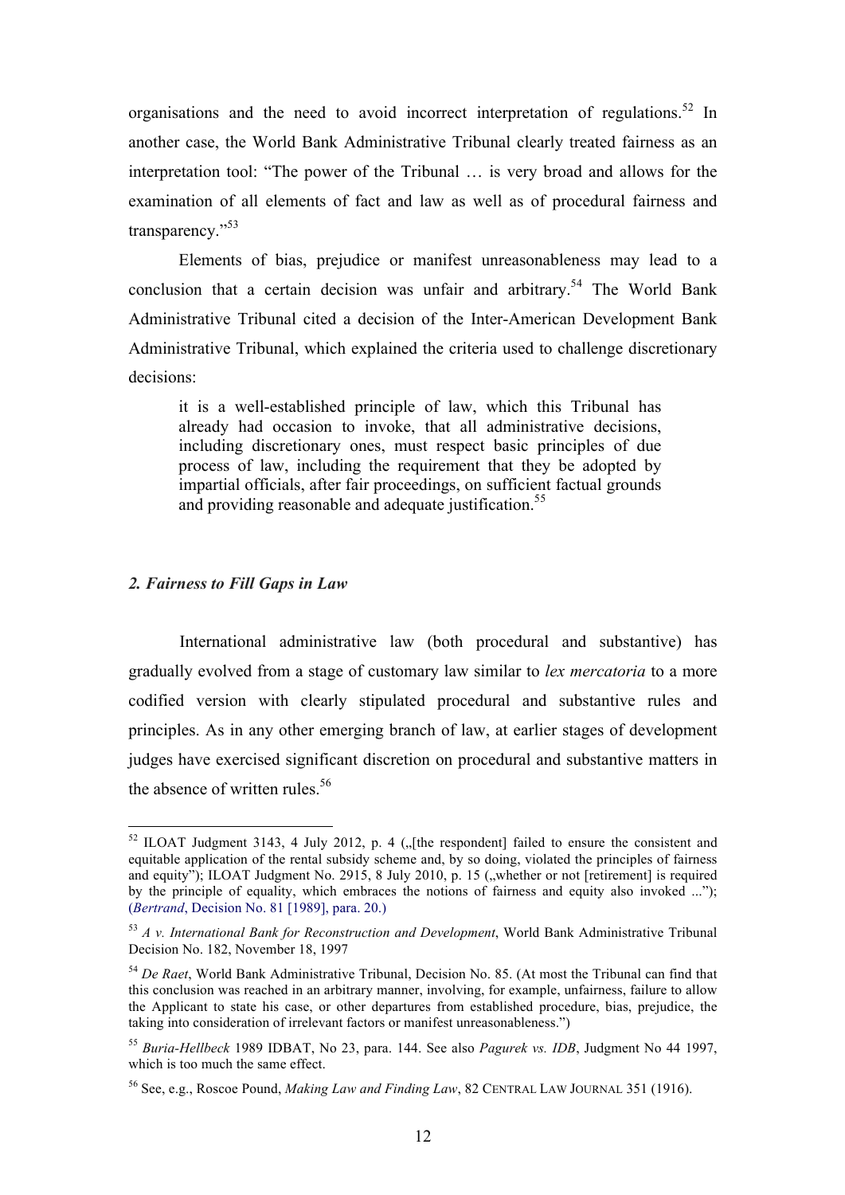organisations and the need to avoid incorrect interpretation of regulations.[52] In another case, the World Bank Administrative Tribunal clearly treated fairness as an interpretation tool: "The power of the Tribunal … is very broad and allows for the examination of all elements of fact and law as well as of procedural fairness and transparency."[53]

Elements of bias, prejudice or manifest unreasonableness may lead to a conclusion that a certain decision was unfair and arbitrary.[54] The World Bank Administrative Tribunal cited a decision of the Inter-American Development Bank Administrative Tribunal, which explained the criteria used to challenge discretionary decisions:

> it is a well-established principle of law, which this Tribunal has already had occasion to invoke, that all administrative decisions, including discretionary ones, must respect basic principles of due process of law, including the requirement that they be adopted by impartial officials, after fair proceedings, on sufficient factual grounds and providing reasonable and adequate justification.[55]

### *2. Fairness to Fill Gaps in Law*

International administrative law (both procedural and substantive) has gradually evolved from a stage of customary law similar to *lex mercatoria* to a more codified version with clearly stipulated procedural and substantive rules and principles. As in any other emerging branch of law, at earlier stages of development judges have exercised significant discretion on procedural and substantive matters in the absence of written rules.[56]

---

[52] ILOAT Judgment 3143, 4 July 2012, p. 4 („[the respondent] failed to ensure the consistent and equitable application of the rental subsidy scheme and, by so doing, violated the principles of fairness and equity"); ILOAT Judgment No. 2915, 8 July 2010, p. 15 („whether or not [retirement] is required by the principle of equality, which embraces the notions of fairness and equity also invoked ..."); (*Bertrand*, Decision No. 81 [1989], para. 20.)

[53] *A v. International Bank for Reconstruction and Development*, World Bank Administrative Tribunal Decision No. 182, November 18, 1997

[54] *De Raet*, World Bank Administrative Tribunal, Decision No. 85. (At most the Tribunal can find that this conclusion was reached in an arbitrary manner, involving, for example, unfairness, failure to allow the Applicant to state his case, or other departures from established procedure, bias, prejudice, the taking into consideration of irrelevant factors or manifest unreasonableness.")

[55] *Buria-Hellbeck* 1989 IDBAT, No 23, para. 144. See also *Pagurek vs. IDB*, Judgment No 44 1997, which is too much the same effect.

[56] See, e.g., Roscoe Pound, *Making Law and Finding Law*, 82 CENTRAL LAW JOURNAL 351 (1916).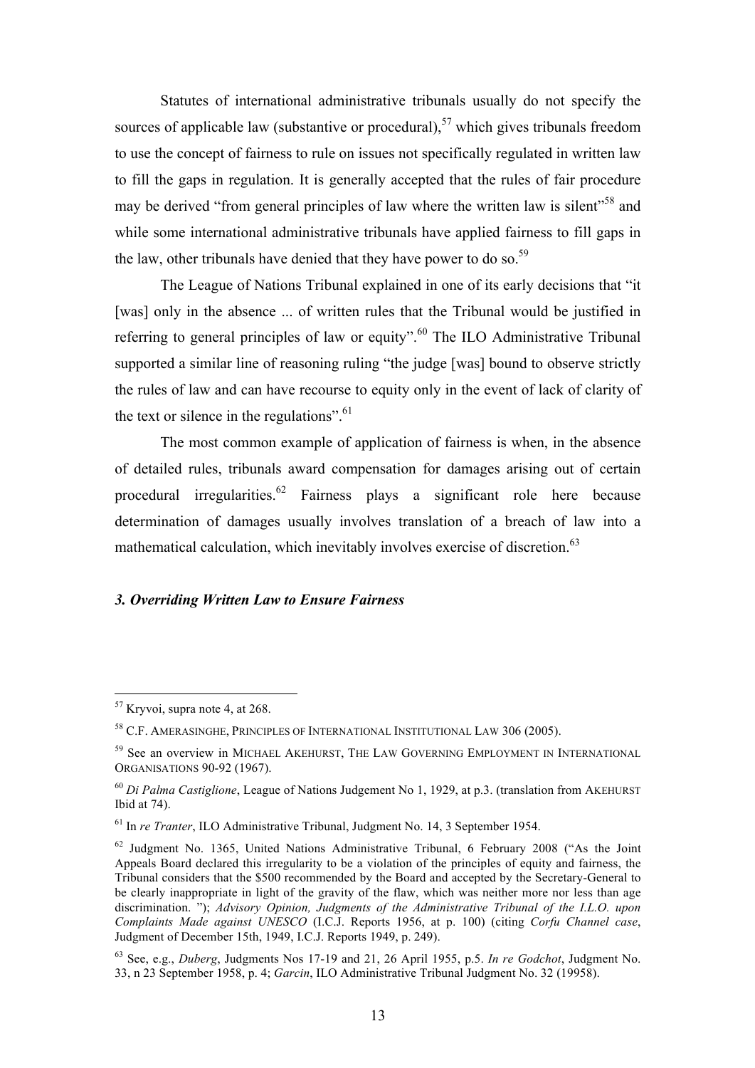Statutes of international administrative tribunals usually do not specify the sources of applicable law (substantive or procedural),[57] which gives tribunals freedom to use the concept of fairness to rule on issues not specifically regulated in written law to fill the gaps in regulation. It is generally accepted that the rules of fair procedure may be derived "from general principles of law where the written law is silent"[58] and while some international administrative tribunals have applied fairness to fill gaps in the law, other tribunals have denied that they have power to do so.[59]

The League of Nations Tribunal explained in one of its early decisions that "it [was] only in the absence ... of written rules that the Tribunal would be justified in referring to general principles of law or equity".[60] The ILO Administrative Tribunal supported a similar line of reasoning ruling "the judge [was] bound to observe strictly the rules of law and can have recourse to equity only in the event of lack of clarity of the text or silence in the regulations".[61]

The most common example of application of fairness is when, in the absence of detailed rules, tribunals award compensation for damages arising out of certain procedural irregularities.[62] Fairness plays a significant role here because determination of damages usually involves translation of a breach of law into a mathematical calculation, which inevitably involves exercise of discretion.[63]

### *3. Overriding Written Law to Ensure Fairness*

---

[57] Kryvoi, supra note 4, at 268.

[58] C.F. AMERASINGHE, PRINCIPLES OF INTERNATIONAL INSTITUTIONAL LAW 306 (2005).

[59] See an overview in MICHAEL AKEHURST, THE LAW GOVERNING EMPLOYMENT IN INTERNATIONAL ORGANISATIONS 90-92 (1967).

[60] *Di Palma Castiglione*, League of Nations Judgement No 1, 1929, at p.3. (translation from AKEHURST Ibid at 74).

[61] In *re Tranter*, ILO Administrative Tribunal, Judgment No. 14, 3 September 1954.

[62] Judgment No. 1365, United Nations Administrative Tribunal, 6 February 2008 ("As the Joint Appeals Board declared this irregularity to be a violation of the principles of equity and fairness, the Tribunal considers that the $500 recommended by the Board and accepted by the Secretary-General to be clearly inappropriate in light of the gravity of the flaw, which was neither more nor less than age discrimination. "); *Advisory Opinion, Judgments of the Administrative Tribunal of the I.L.O. upon Complaints Made against UNESCO* (I.C.J. Reports 1956, at p. 100) (citing *Corfu Channel case*, Judgment of December 15th, 1949, I.C.J. Reports 1949, p. 249).

[63] See, e.g., *Duberg*, Judgments Nos 17-19 and 21, 26 April 1955, p.5. *In re Godchot*, Judgment No. 33, n 23 September 1958, p. 4; *Garcin*, ILO Administrative Tribunal Judgment No. 32 (19958).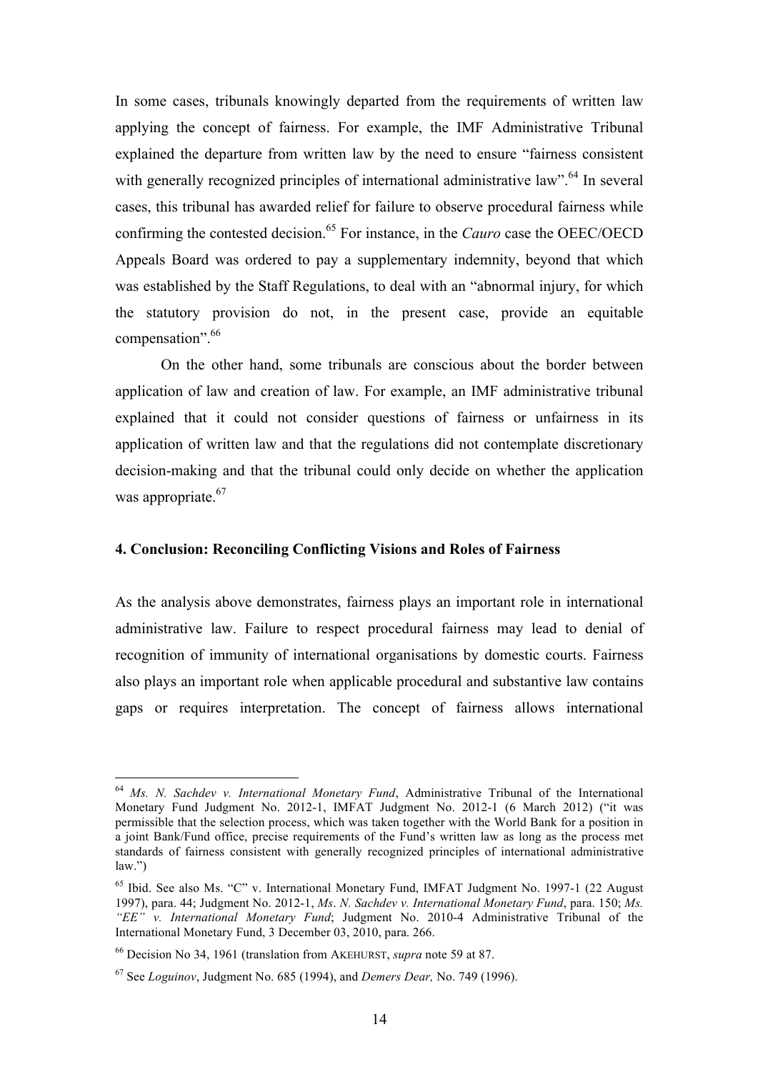In some cases, tribunals knowingly departed from the requirements of written law applying the concept of fairness. For example, the IMF Administrative Tribunal explained the departure from written law by the need to ensure "fairness consistent with generally recognized principles of international administrative law".[64] In several cases, this tribunal has awarded relief for failure to observe procedural fairness while confirming the contested decision.[65] For instance, in the *Cauro* case the OEEC/OECD Appeals Board was ordered to pay a supplementary indemnity, beyond that which was established by the Staff Regulations, to deal with an "abnormal injury, for which the statutory provision do not, in the present case, provide an equitable compensation".[66]

On the other hand, some tribunals are conscious about the border between application of law and creation of law. For example, an IMF administrative tribunal explained that it could not consider questions of fairness or unfairness in its application of written law and that the regulations did not contemplate discretionary decision-making and that the tribunal could only decide on whether the application was appropriate.[67]

#### 4. Conclusion: Reconciling Conflicting Visions and Roles of Fairness

As the analysis above demonstrates, fairness plays an important role in international administrative law. Failure to respect procedural fairness may lead to denial of recognition of immunity of international organisations by domestic courts. Fairness also plays an important role when applicable procedural and substantive law contains gaps or requires interpretation. The concept of fairness allows international

---

[64] *Ms. N. Sachdev v. International Monetary Fund*, Administrative Tribunal of the International Monetary Fund Judgment No. 2012-1, IMFAT Judgment No. 2012-1 (6 March 2012) ("it was permissible that the selection process, which was taken together with the World Bank for a position in a joint Bank/Fund office, precise requirements of the Fund's written law as long as the process met standards of fairness consistent with generally recognized principles of international administrative law.")

[65] Ibid. See also Ms. "C" v. International Monetary Fund, IMFAT Judgment No. 1997-1 (22 August 1997), para. 44; Judgment No. 2012-1, *Ms. N. Sachdev v. International Monetary Fund*, para. 150; *Ms. "EE" v. International Monetary Fund*; Judgment No. 2010-4 Administrative Tribunal of the International Monetary Fund, 3 December 03, 2010, para. 266.

[66] Decision No 34, 1961 (translation from AKEHURST, *supra* note 59 at 87.

[67] See *Loguinov*, Judgment No. 685 (1994), and *Demers Dear,* No. 749 (1996).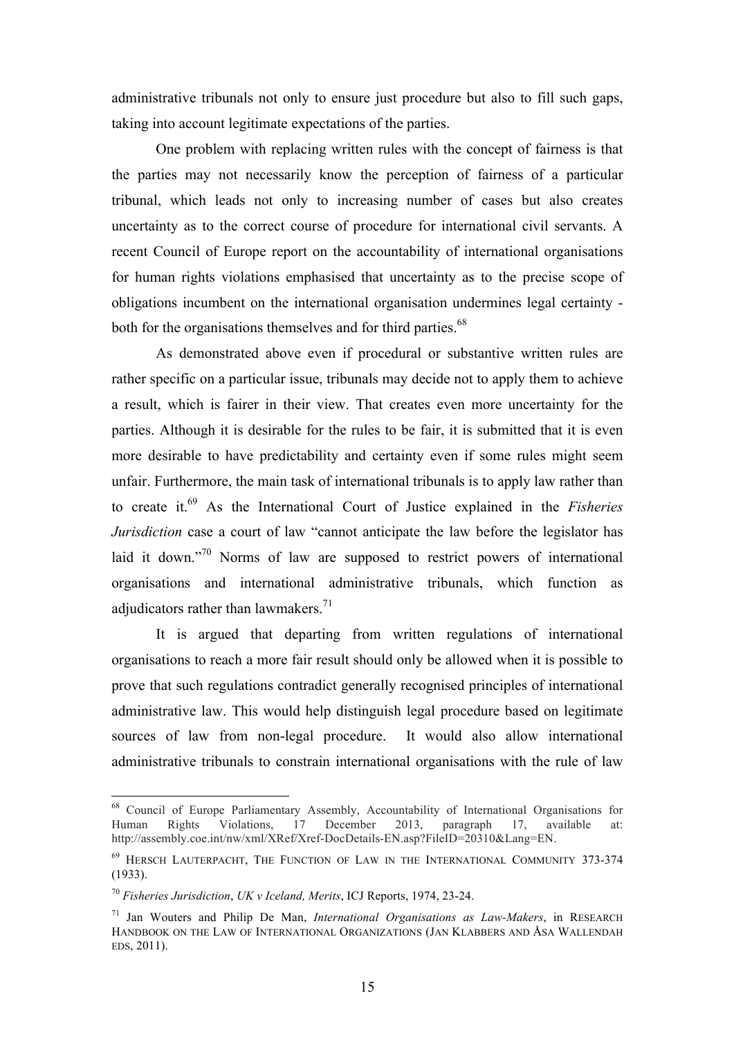administrative tribunals not only to ensure just procedure but also to fill such gaps, taking into account legitimate expectations of the parties.

One problem with replacing written rules with the concept of fairness is that the parties may not necessarily know the perception of fairness of a particular tribunal, which leads not only to increasing number of cases but also creates uncertainty as to the correct course of procedure for international civil servants. A recent Council of Europe report on the accountability of international organisations for human rights violations emphasised that uncertainty as to the precise scope of obligations incumbent on the international organisation undermines legal certainty - both for the organisations themselves and for third parties.[68]

As demonstrated above even if procedural or substantive written rules are rather specific on a particular issue, tribunals may decide not to apply them to achieve a result, which is fairer in their view. That creates even more uncertainty for the parties. Although it is desirable for the rules to be fair, it is submitted that it is even more desirable to have predictability and certainty even if some rules might seem unfair. Furthermore, the main task of international tribunals is to apply law rather than to create it.[69] As the International Court of Justice explained in the *Fisheries Jurisdiction* case a court of law "cannot anticipate the law before the legislator has laid it down."[70] Norms of law are supposed to restrict powers of international organisations and international administrative tribunals, which function as adjudicators rather than lawmakers.[71]

It is argued that departing from written regulations of international organisations to reach a more fair result should only be allowed when it is possible to prove that such regulations contradict generally recognised principles of international administrative law. This would help distinguish legal procedure based on legitimate sources of law from non-legal procedure. It would also allow international administrative tribunals to constrain international organisations with the rule of law

---

[68] Council of Europe Parliamentary Assembly, Accountability of International Organisations for Human Rights Violations, 17 December 2013, paragraph 17, available at: http://assembly.coe.int/nw/xml/XRef/Xref-DocDetails-EN.asp?FileID=20310&Lang=EN.

[69] HERSCH LAUTERPACHT, THE FUNCTION OF LAW IN THE INTERNATIONAL COMMUNITY 373-374 (1933).

[70] *Fisheries Jurisdiction*, *UK v Iceland, Merits*, ICJ Reports, 1974, 23-24.

[71] Jan Wouters and Philip De Man, *International Organisations as Law-Makers*, in RESEARCH HANDBOOK ON THE LAW OF INTERNATIONAL ORGANIZATIONS (JAN KLABBERS AND ÅSA WALLENDAH EDS, 2011).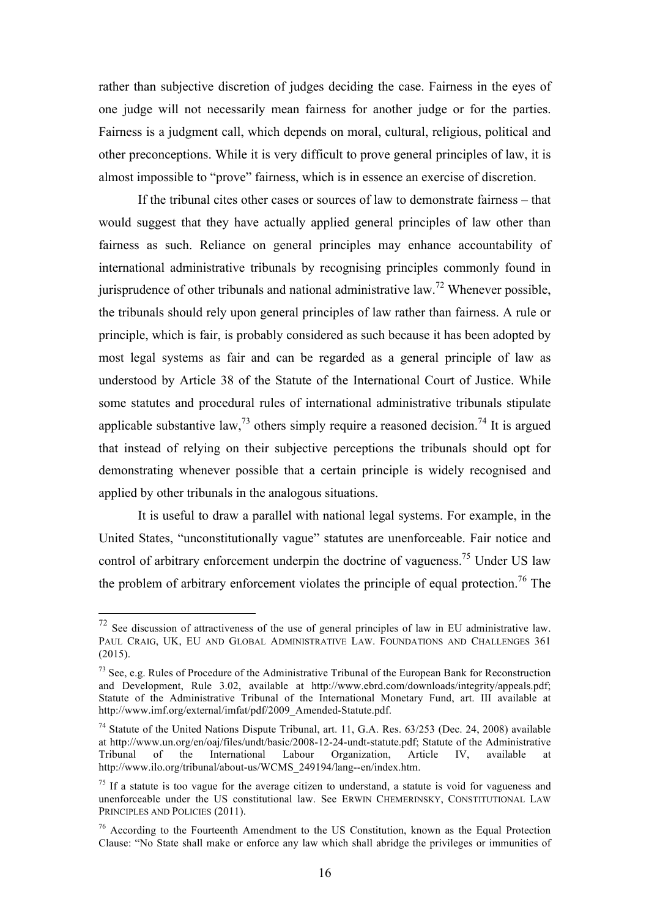rather than subjective discretion of judges deciding the case. Fairness in the eyes of one judge will not necessarily mean fairness for another judge or for the parties. Fairness is a judgment call, which depends on moral, cultural, religious, political and other preconceptions. While it is very difficult to prove general principles of law, it is almost impossible to "prove" fairness, which is in essence an exercise of discretion.

If the tribunal cites other cases or sources of law to demonstrate fairness – that would suggest that they have actually applied general principles of law other than fairness as such. Reliance on general principles may enhance accountability of international administrative tribunals by recognising principles commonly found in jurisprudence of other tribunals and national administrative law.[72] Whenever possible, the tribunals should rely upon general principles of law rather than fairness. A rule or principle, which is fair, is probably considered as such because it has been adopted by most legal systems as fair and can be regarded as a general principle of law as understood by Article 38 of the Statute of the International Court of Justice. While some statutes and procedural rules of international administrative tribunals stipulate applicable substantive law,[73] others simply require a reasoned decision.[74] It is argued that instead of relying on their subjective perceptions the tribunals should opt for demonstrating whenever possible that a certain principle is widely recognised and applied by other tribunals in the analogous situations.

It is useful to draw a parallel with national legal systems. For example, in the United States, "unconstitutionally vague" statutes are unenforceable. Fair notice and control of arbitrary enforcement underpin the doctrine of vagueness.[75] Under US law the problem of arbitrary enforcement violates the principle of equal protection.[76] The

---

[72] See discussion of attractiveness of the use of general principles of law in EU administrative law. PAUL CRAIG, UK, EU AND GLOBAL ADMINISTRATIVE LAW. FOUNDATIONS AND CHALLENGES 361 (2015).

[73] See, e.g. Rules of Procedure of the Administrative Tribunal of the European Bank for Reconstruction and Development, Rule 3.02, available at http://www.ebrd.com/downloads/integrity/appeals.pdf; Statute of the Administrative Tribunal of the International Monetary Fund, art. III available at http://www.imf.org/external/imfat/pdf/2009_Amended-Statute.pdf.

[74] Statute of the United Nations Dispute Tribunal, art. 11, G.A. Res. 63/253 (Dec. 24, 2008) available at http://www.un.org/en/oaj/files/undt/basic/2008-12-24-undt-statute.pdf; Statute of the Administrative Tribunal of the International Labour Organization, Article IV, available at http://www.ilo.org/tribunal/about-us/WCMS_249194/lang--en/index.htm.

[75] If a statute is too vague for the average citizen to understand, a statute is void for vagueness and unenforceable under the US constitutional law. See ERWIN CHEMERINSKY, CONSTITUTIONAL LAW PRINCIPLES AND POLICIES (2011).

[76] According to the Fourteenth Amendment to the US Constitution, known as the Equal Protection Clause: "No State shall make or enforce any law which shall abridge the privileges or immunities of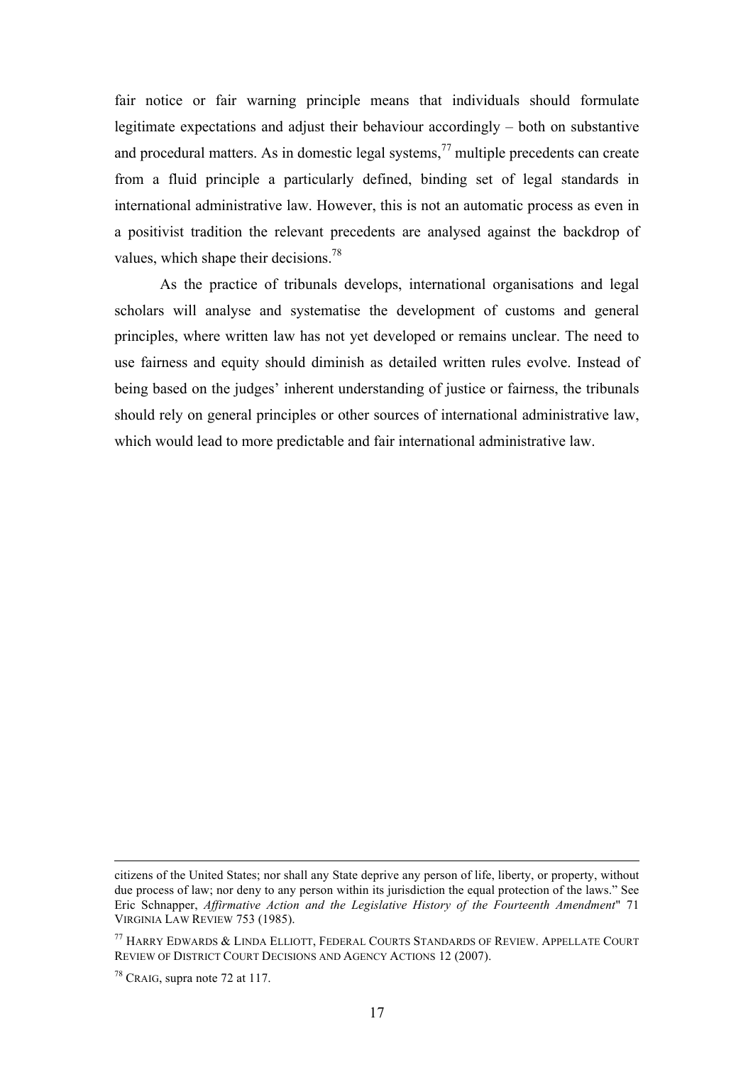fair notice or fair warning principle means that individuals should formulate legitimate expectations and adjust their behaviour accordingly – both on substantive and procedural matters. As in domestic legal systems,[77] multiple precedents can create from a fluid principle a particularly defined, binding set of legal standards in international administrative law. However, this is not an automatic process as even in a positivist tradition the relevant precedents are analysed against the backdrop of values, which shape their decisions.[78]

As the practice of tribunals develops, international organisations and legal scholars will analyse and systematise the development of customs and general principles, where written law has not yet developed or remains unclear. The need to use fairness and equity should diminish as detailed written rules evolve. Instead of being based on the judges' inherent understanding of justice or fairness, the tribunals should rely on general principles or other sources of international administrative law, which would lead to more predictable and fair international administrative law.

---

citizens of the United States; nor shall any State deprive any person of life, liberty, or property, without due process of law; nor deny to any person within its jurisdiction the equal protection of the laws." See Eric Schnapper, *Affirmative Action and the Legislative History of the Fourteenth Amendment*" 71 VIRGINIA LAW REVIEW 753 (1985).

[77] HARRY EDWARDS & LINDA ELLIOTT, FEDERAL COURTS STANDARDS OF REVIEW. APPELLATE COURT REVIEW OF DISTRICT COURT DECISIONS AND AGENCY ACTIONS 12 (2007).

[78] CRAIG, supra note 72 at 117.